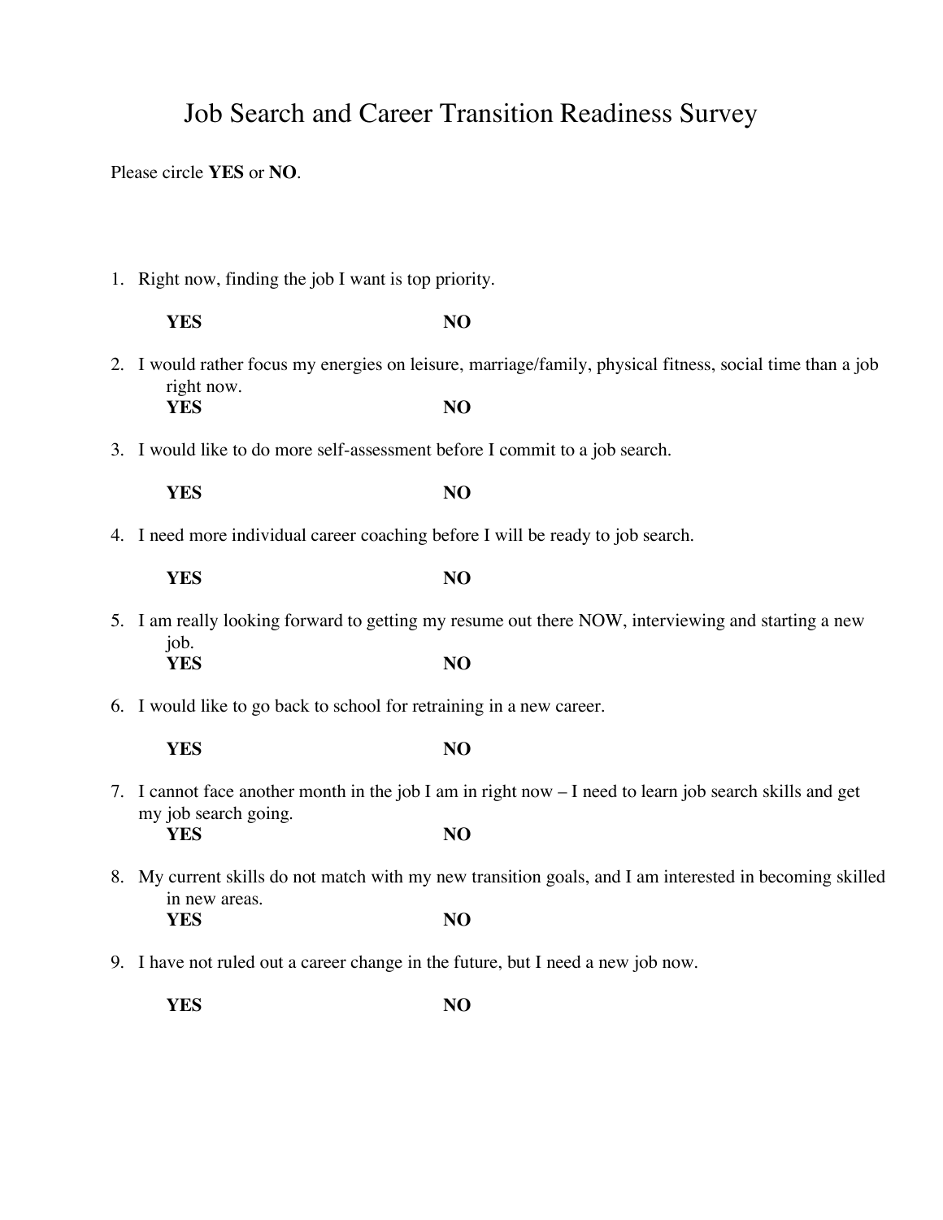# Job Search and Career Transition Readiness Survey

Please circle **YES** or **NO**.

1. Right now, finding the job I want is top priority.

   **YES** **NO**

2. I would rather focus my energies on leisure, marriage/family, physical fitness, social time than a job right now.

   **YES** **NO**

3. I would like to do more self-assessment before I commit to a job search.

   **YES** **NO**

4. I need more individual career coaching before I will be ready to job search.

   **YES** **NO**

5. I am really looking forward to getting my resume out there NOW, interviewing and starting a new job.

   **YES** **NO**

6. I would like to go back to school for retraining in a new career.

   **YES** **NO**

7. I cannot face another month in the job I am in right now – I need to learn job search skills and get my job search going.

   **YES** **NO**

8. My current skills do not match with my new transition goals, and I am interested in becoming skilled in new areas.

   **YES** **NO**

9. I have not ruled out a career change in the future, but I need a new job now.

   **YES** **NO**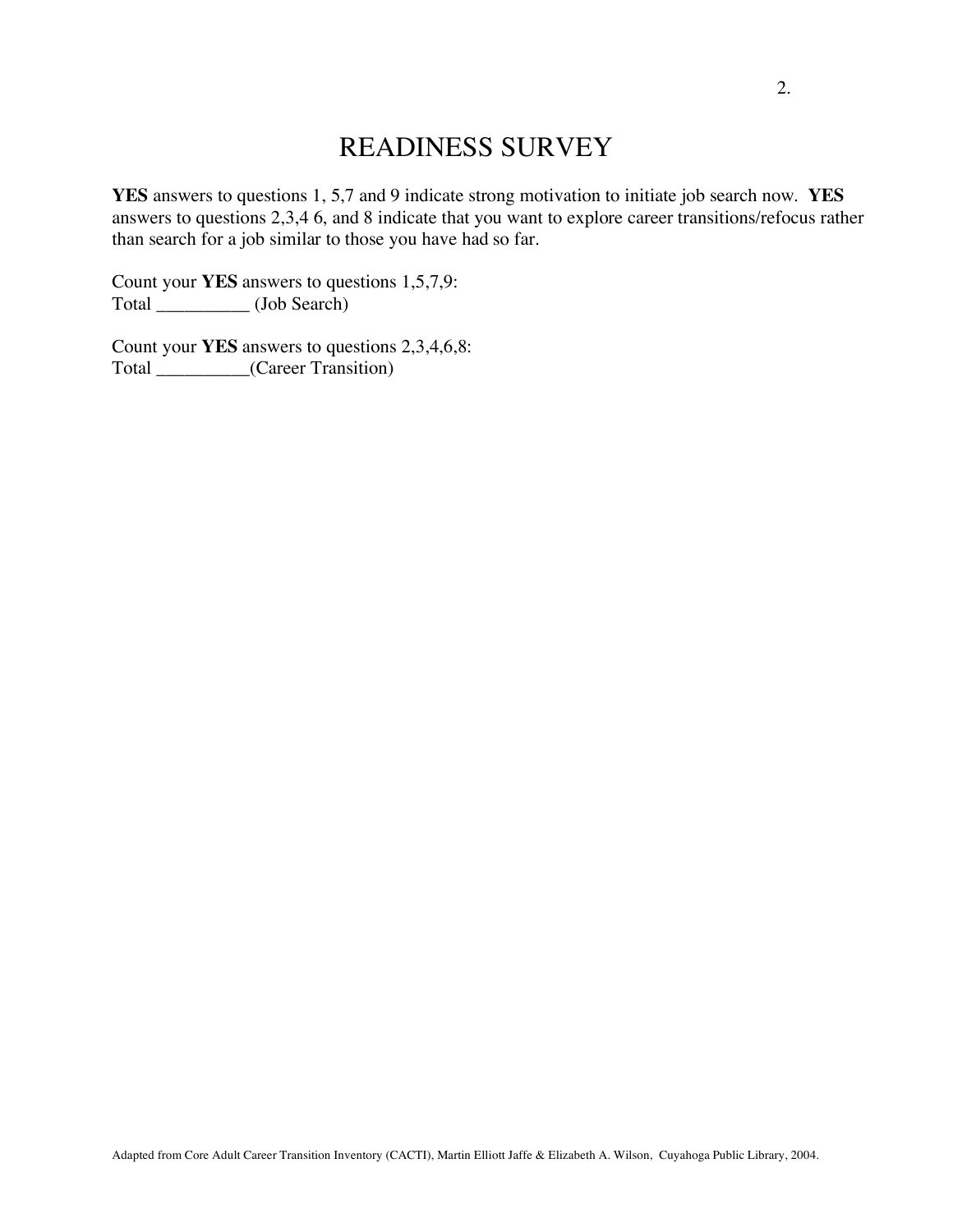# READINESS SURVEY

**YES** answers to questions 1, 5,7 and 9 indicate strong motivation to initiate job search now. **YES** answers to questions 2,3,4 6, and 8 indicate that you want to explore career transitions/refocus rather than search for a job similar to those you have had so far.

Count your **YES** answers to questions 1,5,7,9:
Total __________ (Job Search)

Count your **YES** answers to questions 2,3,4,6,8:
Total __________(Career Transition)

Adapted from Core Adult Career Transition Inventory (CACTI), Martin Elliott Jaffe & Elizabeth A. Wilson, Cuyahoga Public Library, 2004.